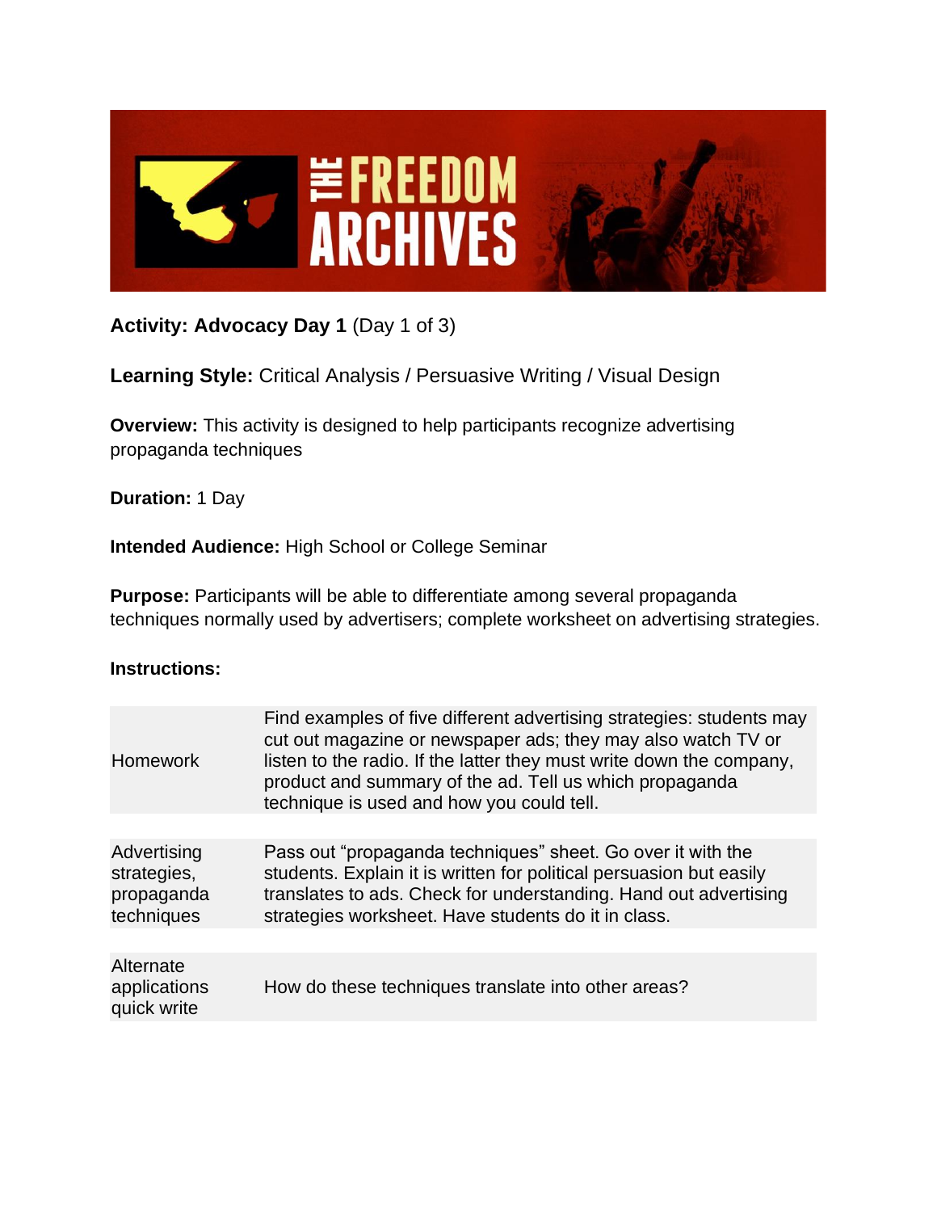**Activity: Advocacy Day 1** (Day 1 of 3)

**Learning Style:** Critical Analysis / Persuasive Writing / Visual Design

**Overview:** This activity is designed to help participants recognize advertising propaganda techniques

**Duration:** 1 Day

**Intended Audience:** High School or College Seminar

**Purpose:** Participants will be able to differentiate among several propaganda techniques normally used by advertisers; complete worksheet on advertising strategies.

**Instructions:**

| | |
|---|---|
| Homework | Find examples of five different advertising strategies: students may cut out magazine or newspaper ads; they may also watch TV or listen to the radio. If the latter they must write down the company, product and summary of the ad. Tell us which propaganda technique is used and how you could tell. |
| Advertising strategies, propaganda techniques | Pass out "propaganda techniques" sheet. Go over it with the students. Explain it is written for political persuasion but easily translates to ads. Check for understanding. Hand out advertising strategies worksheet. Have students do it in class. |
| Alternate applications quick write | How do these techniques translate into other areas? |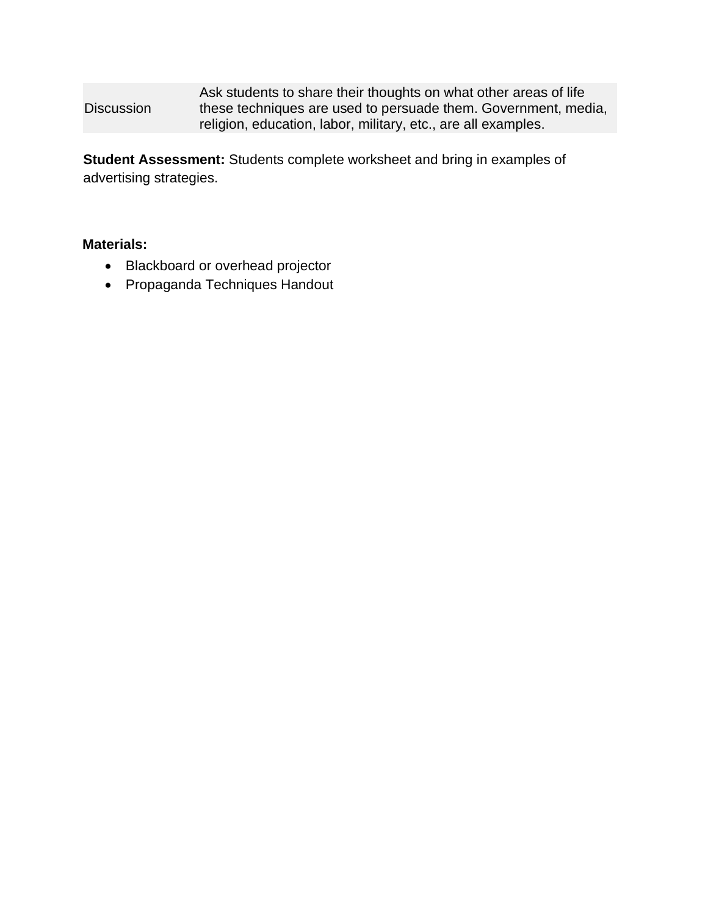| | |
|---|---|
| Discussion | Ask students to share their thoughts on what other areas of life these techniques are used to persuade them. Government, media, religion, education, labor, military, etc., are all examples. |

**Student Assessment:** Students complete worksheet and bring in examples of advertising strategies.

**Materials:**

- Blackboard or overhead projector
- Propaganda Techniques Handout